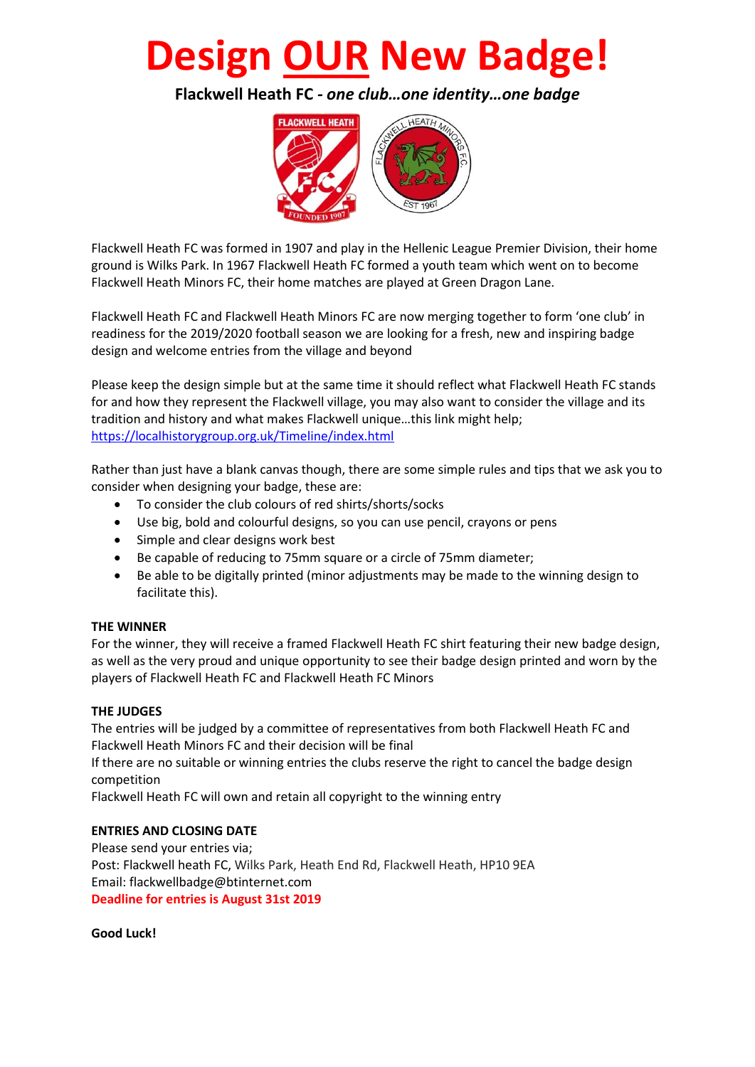# Design <u>OUR</u> New Badge!

**Flackwell Heath FC -** ***one club…one identity…one badge***

Flackwell Heath FC was formed in 1907 and play in the Hellenic League Premier Division, their home ground is Wilks Park. In 1967 Flackwell Heath FC formed a youth team which went on to become Flackwell Heath Minors FC, their home matches are played at Green Dragon Lane.

Flackwell Heath FC and Flackwell Heath Minors FC are now merging together to form 'one club' in readiness for the 2019/2020 football season we are looking for a fresh, new and inspiring badge design and welcome entries from the village and beyond

Please keep the design simple but at the same time it should reflect what Flackwell Heath FC stands for and how they represent the Flackwell village, you may also want to consider the village and its tradition and history and what makes Flackwell unique…this link might help; https://localhistorygroup.org.uk/Timeline/index.html

Rather than just have a blank canvas though, there are some simple rules and tips that we ask you to consider when designing your badge, these are:

- To consider the club colours of red shirts/shorts/socks
- Use big, bold and colourful designs, so you can use pencil, crayons or pens
- Simple and clear designs work best
- Be capable of reducing to 75mm square or a circle of 75mm diameter;
- Be able to be digitally printed (minor adjustments may be made to the winning design to facilitate this).

**THE WINNER**

For the winner, they will receive a framed Flackwell Heath FC shirt featuring their new badge design, as well as the very proud and unique opportunity to see their badge design printed and worn by the players of Flackwell Heath FC and Flackwell Heath FC Minors

**THE JUDGES**

The entries will be judged by a committee of representatives from both Flackwell Heath FC and Flackwell Heath Minors FC and their decision will be final

If there are no suitable or winning entries the clubs reserve the right to cancel the badge design competition

Flackwell Heath FC will own and retain all copyright to the winning entry

**ENTRIES AND CLOSING DATE**

Please send your entries via;

Post: Flackwell heath FC, Wilks Park, Heath End Rd, Flackwell Heath, HP10 9EA

Email: flackwellbadge@btinternet.com

**Deadline for entries is August 31st 2019**

**Good Luck!**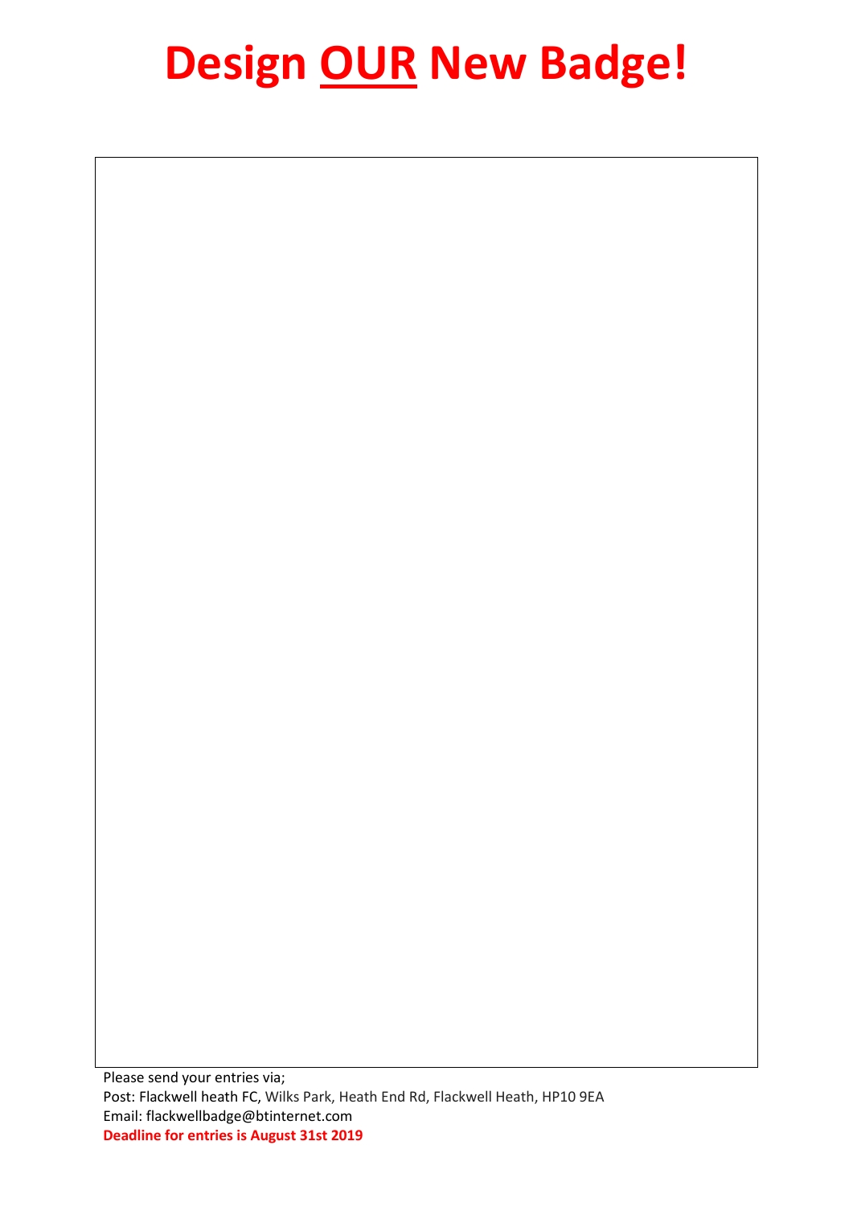# Design OUR New Badge!

Please send your entries via;

Post: Flackwell heath FC, Wilks Park, Heath End Rd, Flackwell Heath, HP10 9EA

Email: flackwellbadge@btinternet.com

**Deadline for entries is August 31st 2019**